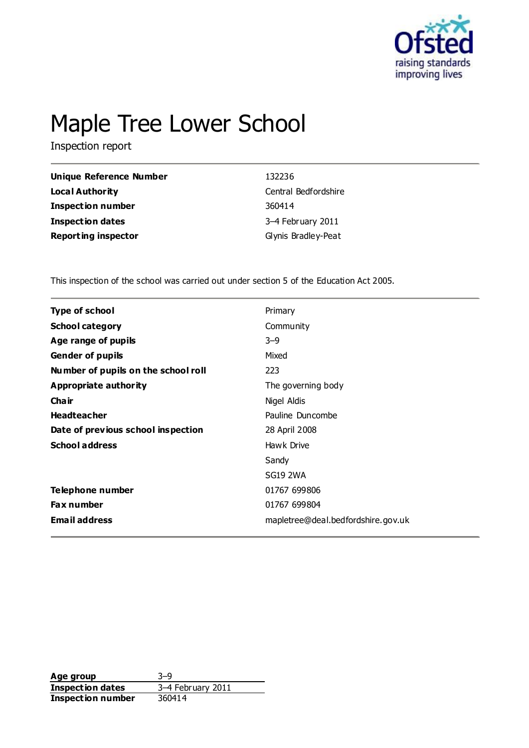# Maple Tree Lower School

Inspection report

| | |
|---|---|
| **Unique Reference Number** | 132236 |
| **Local Authority** | Central Bedfordshire |
| **Inspection number** | 360414 |
| **Inspection dates** | 3–4 February 2011 |
| **Reporting inspector** | Glynis Bradley-Peat |

This inspection of the school was carried out under section 5 of the Education Act 2005.

| | |
|---|---|
| **Type of school** | Primary |
| **School category** | Community |
| **Age range of pupils** | 3–9 |
| **Gender of pupils** | Mixed |
| **Number of pupils on the school roll** | 223 |
| **Appropriate authority** | The governing body |
| **Chair** | Nigel Aldis |
| **Headteacher** | Pauline Duncombe |
| **Date of previous school inspection** | 28 April 2008 |
| **School address** | Hawk Drive<br>Sandy<br>SG19 2WA |
| **Telephone number** | 01767 699806 |
| **Fax number** | 01767 699804 |
| **Email address** | mapletree@deal.bedfordshire.gov.uk |

| | |
|---|---|
| **Age group** | 3–9 |
| **Inspection dates** | 3–4 February 2011 |
| **Inspection number** | 360414 |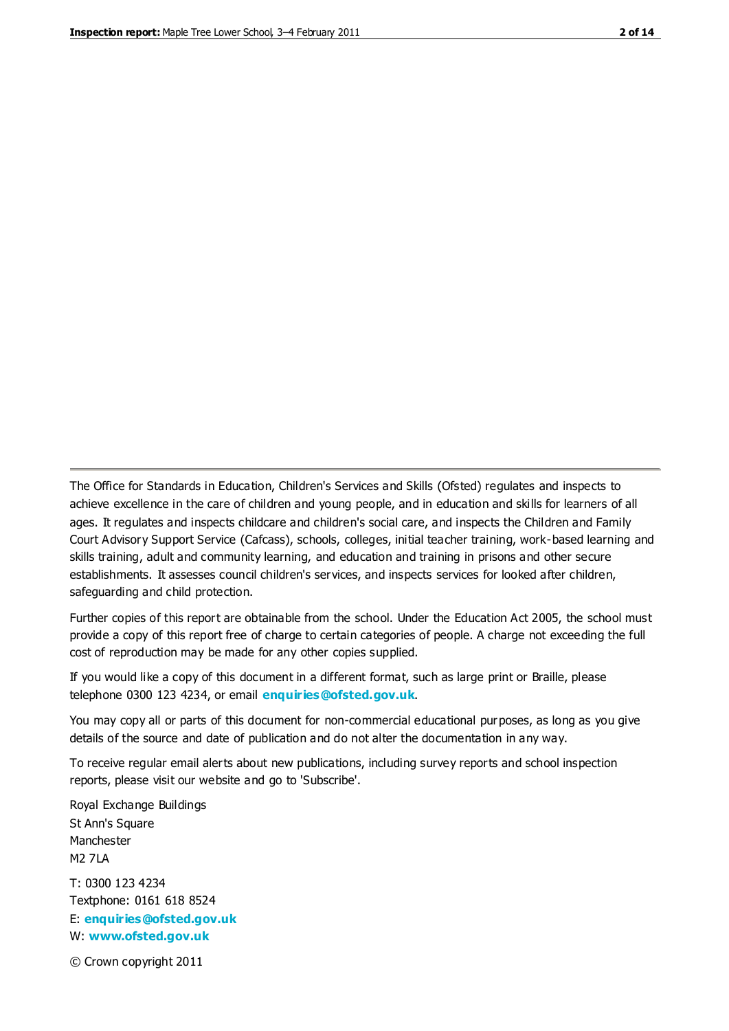The Office for Standards in Education, Children's Services and Skills (Ofsted) regulates and inspects to achieve excellence in the care of children and young people, and in education and skills for learners of all ages. It regulates and inspects childcare and children's social care, and inspects the Children and Family Court Advisory Support Service (Cafcass), schools, colleges, initial teacher training, work-based learning and skills training, adult and community learning, and education and training in prisons and other secure establishments. It assesses council children's services, and inspects services for looked after children, safeguarding and child protection.

Further copies of this report are obtainable from the school. Under the Education Act 2005, the school must provide a copy of this report free of charge to certain categories of people. A charge not exceeding the full cost of reproduction may be made for any other copies supplied.

If you would like a copy of this document in a different format, such as large print or Braille, please telephone 0300 123 4234, or email **enquiries@ofsted.gov.uk**.

You may copy all or parts of this document for non-commercial educational purposes, as long as you give details of the source and date of publication and do not alter the documentation in any way.

To receive regular email alerts about new publications, including survey reports and school inspection reports, please visit our website and go to 'Subscribe'.

Royal Exchange Buildings
St Ann's Square
Manchester
M2 7LA

T: 0300 123 4234
Textphone: 0161 618 8524
E: **enquiries@ofsted.gov.uk**
W: **www.ofsted.gov.uk**

© Crown copyright 2011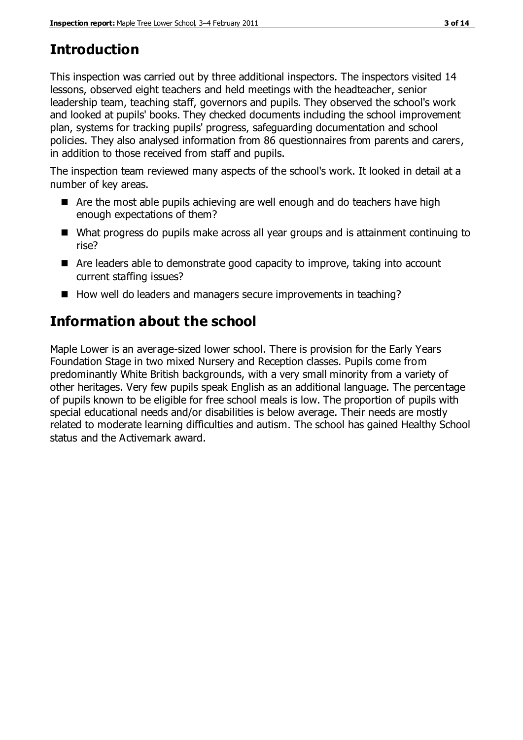## Introduction

This inspection was carried out by three additional inspectors. The inspectors visited 14 lessons, observed eight teachers and held meetings with the headteacher, senior leadership team, teaching staff, governors and pupils. They observed the school's work and looked at pupils' books. They checked documents including the school improvement plan, systems for tracking pupils' progress, safeguarding documentation and school policies. They also analysed information from 86 questionnaires from parents and carers, in addition to those received from staff and pupils.

The inspection team reviewed many aspects of the school's work. It looked in detail at a number of key areas.

- Are the most able pupils achieving are well enough and do teachers have high enough expectations of them?
- What progress do pupils make across all year groups and is attainment continuing to rise?
- Are leaders able to demonstrate good capacity to improve, taking into account current staffing issues?
- How well do leaders and managers secure improvements in teaching?

## Information about the school

Maple Lower is an average-sized lower school. There is provision for the Early Years Foundation Stage in two mixed Nursery and Reception classes. Pupils come from predominantly White British backgrounds, with a very small minority from a variety of other heritages. Very few pupils speak English as an additional language. The percentage of pupils known to be eligible for free school meals is low. The proportion of pupils with special educational needs and/or disabilities is below average. Their needs are mostly related to moderate learning difficulties and autism. The school has gained Healthy School status and the Activemark award.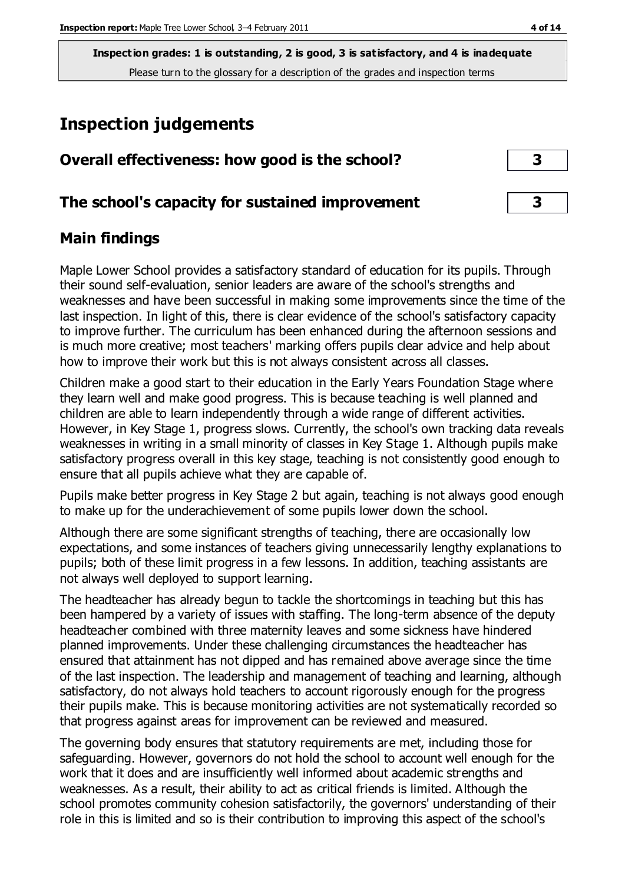**Inspection grades: 1 is outstanding, 2 is good, 3 is satisfactory, and 4 is inadequate**
Please turn to the glossary for a description of the grades and inspection terms

# Inspection judgements

| | |
|---|---|
| **Overall effectiveness: how good is the school?** | **3** |
| **The school's capacity for sustained improvement** | **3** |

## Main findings

Maple Lower School provides a satisfactory standard of education for its pupils. Through their sound self-evaluation, senior leaders are aware of the school's strengths and weaknesses and have been successful in making some improvements since the time of the last inspection. In light of this, there is clear evidence of the school's satisfactory capacity to improve further. The curriculum has been enhanced during the afternoon sessions and is much more creative; most teachers' marking offers pupils clear advice and help about how to improve their work but this is not always consistent across all classes.

Children make a good start to their education in the Early Years Foundation Stage where they learn well and make good progress. This is because teaching is well planned and children are able to learn independently through a wide range of different activities. However, in Key Stage 1, progress slows. Currently, the school's own tracking data reveals weaknesses in writing in a small minority of classes in Key Stage 1. Although pupils make satisfactory progress overall in this key stage, teaching is not consistently good enough to ensure that all pupils achieve what they are capable of.

Pupils make better progress in Key Stage 2 but again, teaching is not always good enough to make up for the underachievement of some pupils lower down the school.

Although there are some significant strengths of teaching, there are occasionally low expectations, and some instances of teachers giving unnecessarily lengthy explanations to pupils; both of these limit progress in a few lessons. In addition, teaching assistants are not always well deployed to support learning.

The headteacher has already begun to tackle the shortcomings in teaching but this has been hampered by a variety of issues with staffing. The long-term absence of the deputy headteacher combined with three maternity leaves and some sickness have hindered planned improvements. Under these challenging circumstances the headteacher has ensured that attainment has not dipped and has remained above average since the time of the last inspection. The leadership and management of teaching and learning, although satisfactory, do not always hold teachers to account rigorously enough for the progress their pupils make. This is because monitoring activities are not systematically recorded so that progress against areas for improvement can be reviewed and measured.

The governing body ensures that statutory requirements are met, including those for safeguarding. However, governors do not hold the school to account well enough for the work that it does and are insufficiently well informed about academic strengths and weaknesses. As a result, their ability to act as critical friends is limited. Although the school promotes community cohesion satisfactorily, the governors' understanding of their role in this is limited and so is their contribution to improving this aspect of the school's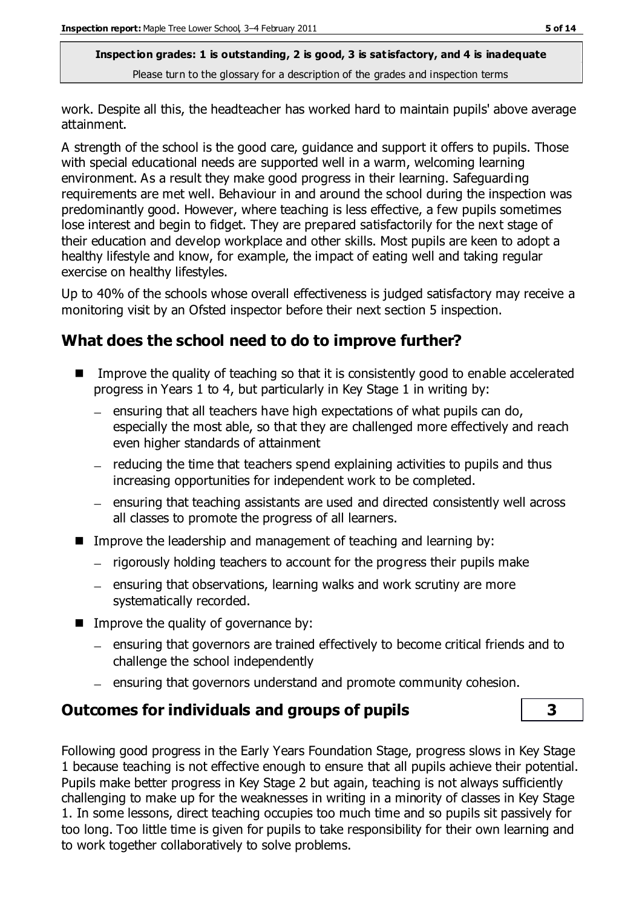work. Despite all this, the headteacher has worked hard to maintain pupils' above average attainment.

A strength of the school is the good care, guidance and support it offers to pupils. Those with special educational needs are supported well in a warm, welcoming learning environment. As a result they make good progress in their learning. Safeguarding requirements are met well. Behaviour in and around the school during the inspection was predominantly good. However, where teaching is less effective, a few pupils sometimes lose interest and begin to fidget. They are prepared satisfactorily for the next stage of their education and develop workplace and other skills. Most pupils are keen to adopt a healthy lifestyle and know, for example, the impact of eating well and taking regular exercise on healthy lifestyles.

Up to 40% of the schools whose overall effectiveness is judged satisfactory may receive a monitoring visit by an Ofsted inspector before their next section 5 inspection.

## What does the school need to do to improve further?

- Improve the quality of teaching so that it is consistently good to enable accelerated progress in Years 1 to 4, but particularly in Key Stage 1 in writing by:
  - ensuring that all teachers have high expectations of what pupils can do, especially the most able, so that they are challenged more effectively and reach even higher standards of attainment
  - reducing the time that teachers spend explaining activities to pupils and thus increasing opportunities for independent work to be completed.
  - ensuring that teaching assistants are used and directed consistently well across all classes to promote the progress of all learners.
- Improve the leadership and management of teaching and learning by:
  - rigorously holding teachers to account for the progress their pupils make
  - ensuring that observations, learning walks and work scrutiny are more systematically recorded.
- Improve the quality of governance by:
  - ensuring that governors are trained effectively to become critical friends and to challenge the school independently
  - ensuring that governors understand and promote community cohesion.

## Outcomes for individuals and groups of pupils — 3

Following good progress in the Early Years Foundation Stage, progress slows in Key Stage 1 because teaching is not effective enough to ensure that all pupils achieve their potential. Pupils make better progress in Key Stage 2 but again, teaching is not always sufficiently challenging to make up for the weaknesses in writing in a minority of classes in Key Stage 1. In some lessons, direct teaching occupies too much time and so pupils sit passively for too long. Too little time is given for pupils to take responsibility for their own learning and to work together collaboratively to solve problems.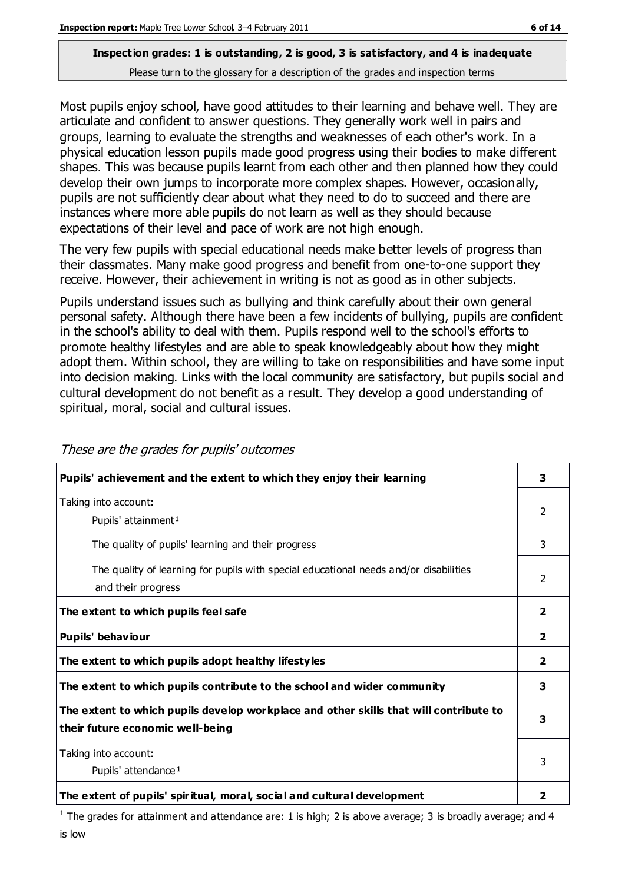**Inspection grades: 1 is outstanding, 2 is good, 3 is satisfactory, and 4 is inadequate**

Please turn to the glossary for a description of the grades and inspection terms

Most pupils enjoy school, have good attitudes to their learning and behave well. They are articulate and confident to answer questions. They generally work well in pairs and groups, learning to evaluate the strengths and weaknesses of each other's work. In a physical education lesson pupils made good progress using their bodies to make different shapes. This was because pupils learnt from each other and then planned how they could develop their own jumps to incorporate more complex shapes. However, occasionally, pupils are not sufficiently clear about what they need to do to succeed and there are instances where more able pupils do not learn as well as they should because expectations of their level and pace of work are not high enough.

The very few pupils with special educational needs make better levels of progress than their classmates. Many make good progress and benefit from one-to-one support they receive. However, their achievement in writing is not as good as in other subjects.

Pupils understand issues such as bullying and think carefully about their own general personal safety. Although there have been a few incidents of bullying, pupils are confident in the school's ability to deal with them. Pupils respond well to the school's efforts to promote healthy lifestyles and are able to speak knowledgeably about how they might adopt them. Within school, they are willing to take on responsibilities and have some input into decision making. Links with the local community are satisfactory, but pupils social and cultural development do not benefit as a result. They develop a good understanding of spiritual, moral, social and cultural issues.

*These are the grades for pupils' outcomes*

| | |
|---|---|
| **Pupils' achievement and the extent to which they enjoy their learning** | **3** |
| Taking into account: Pupils' attainment[1] | 2 |
| The quality of pupils' learning and their progress | 3 |
| The quality of learning for pupils with special educational needs and/or disabilities and their progress | 2 |
| **The extent to which pupils feel safe** | **2** |
| **Pupils' behaviour** | **2** |
| **The extent to which pupils adopt healthy lifestyles** | **2** |
| **The extent to which pupils contribute to the school and wider community** | **3** |
| **The extent to which pupils develop workplace and other skills that will contribute to their future economic well-being** | **3** |
| Taking into account: Pupils' attendance[1] | 3 |
| **The extent of pupils' spiritual, moral, social and cultural development** | **2** |

[1] The grades for attainment and attendance are: 1 is high; 2 is above average; 3 is broadly average; and 4 is low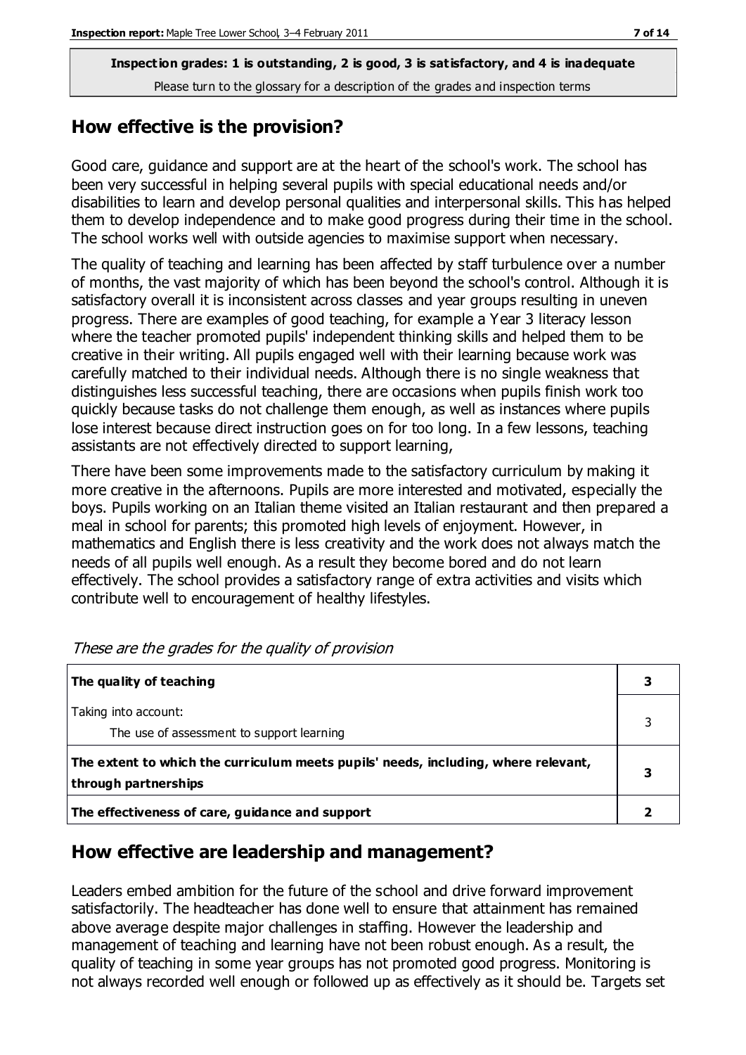**Inspection grades: 1 is outstanding, 2 is good, 3 is satisfactory, and 4 is inadequate**
Please turn to the glossary for a description of the grades and inspection terms

## How effective is the provision?

Good care, guidance and support are at the heart of the school's work. The school has been very successful in helping several pupils with special educational needs and/or disabilities to learn and develop personal qualities and interpersonal skills. This has helped them to develop independence and to make good progress during their time in the school. The school works well with outside agencies to maximise support when necessary.

The quality of teaching and learning has been affected by staff turbulence over a number of months, the vast majority of which has been beyond the school's control. Although it is satisfactory overall it is inconsistent across classes and year groups resulting in uneven progress. There are examples of good teaching, for example a Year 3 literacy lesson where the teacher promoted pupils' independent thinking skills and helped them to be creative in their writing. All pupils engaged well with their learning because work was carefully matched to their individual needs. Although there is no single weakness that distinguishes less successful teaching, there are occasions when pupils finish work too quickly because tasks do not challenge them enough, as well as instances where pupils lose interest because direct instruction goes on for too long. In a few lessons, teaching assistants are not effectively directed to support learning,

There have been some improvements made to the satisfactory curriculum by making it more creative in the afternoons. Pupils are more interested and motivated, especially the boys. Pupils working on an Italian theme visited an Italian restaurant and then prepared a meal in school for parents; this promoted high levels of enjoyment. However, in mathematics and English there is less creativity and the work does not always match the needs of all pupils well enough. As a result they become bored and do not learn effectively. The school provides a satisfactory range of extra activities and visits which contribute well to encouragement of healthy lifestyles.

*These are the grades for the quality of provision*

| | |
|---|---|
| **The quality of teaching** | **3** |
| Taking into account:<br>The use of assessment to support learning | 3 |
| **The extent to which the curriculum meets pupils' needs, including, where relevant, through partnerships** | **3** |
| **The effectiveness of care, guidance and support** | **2** |

## How effective are leadership and management?

Leaders embed ambition for the future of the school and drive forward improvement satisfactorily. The headteacher has done well to ensure that attainment has remained above average despite major challenges in staffing. However the leadership and management of teaching and learning have not been robust enough. As a result, the quality of teaching in some year groups has not promoted good progress. Monitoring is not always recorded well enough or followed up as effectively as it should be. Targets set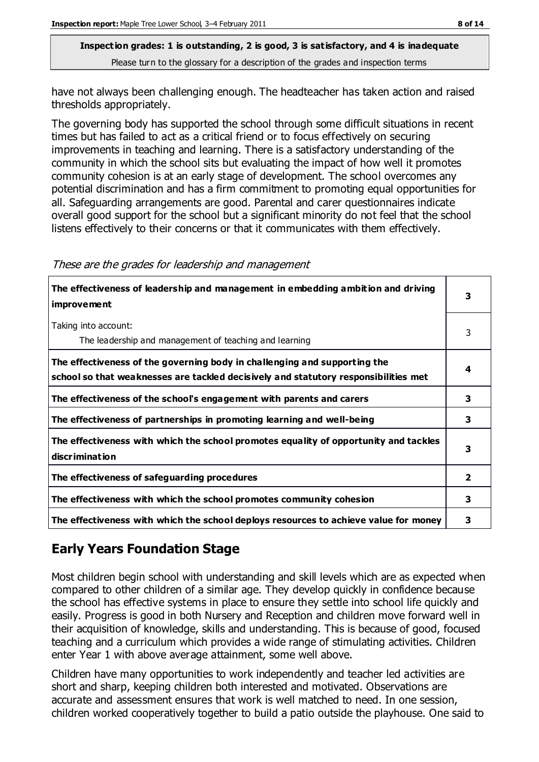have not always been challenging enough. The headteacher has taken action and raised thresholds appropriately.

The governing body has supported the school through some difficult situations in recent times but has failed to act as a critical friend or to focus effectively on securing improvements in teaching and learning. There is a satisfactory understanding of the community in which the school sits but evaluating the impact of how well it promotes community cohesion is at an early stage of development. The school overcomes any potential discrimination and has a firm commitment to promoting equal opportunities for all. Safeguarding arrangements are good. Parental and carer questionnaires indicate overall good support for the school but a significant minority do not feel that the school listens effectively to their concerns or that it communicates with them effectively.

*These are the grades for leadership and management*

| | |
|---|---|
| **The effectiveness of leadership and management in embedding ambition and driving improvement** | **3** |
| Taking into account: The leadership and management of teaching and learning | 3 |
| **The effectiveness of the governing body in challenging and supporting the school so that weaknesses are tackled decisively and statutory responsibilities met** | **4** |
| **The effectiveness of the school's engagement with parents and carers** | **3** |
| **The effectiveness of partnerships in promoting learning and well-being** | **3** |
| **The effectiveness with which the school promotes equality of opportunity and tackles discrimination** | **3** |
| **The effectiveness of safeguarding procedures** | **2** |
| **The effectiveness with which the school promotes community cohesion** | **3** |
| **The effectiveness with which the school deploys resources to achieve value for money** | **3** |

## Early Years Foundation Stage

Most children begin school with understanding and skill levels which are as expected when compared to other children of a similar age. They develop quickly in confidence because the school has effective systems in place to ensure they settle into school life quickly and easily. Progress is good in both Nursery and Reception and children move forward well in their acquisition of knowledge, skills and understanding. This is because of good, focused teaching and a curriculum which provides a wide range of stimulating activities. Children enter Year 1 with above average attainment, some well above.

Children have many opportunities to work independently and teacher led activities are short and sharp, keeping children both interested and motivated. Observations are accurate and assessment ensures that work is well matched to need. In one session, children worked cooperatively together to build a patio outside the playhouse. One said to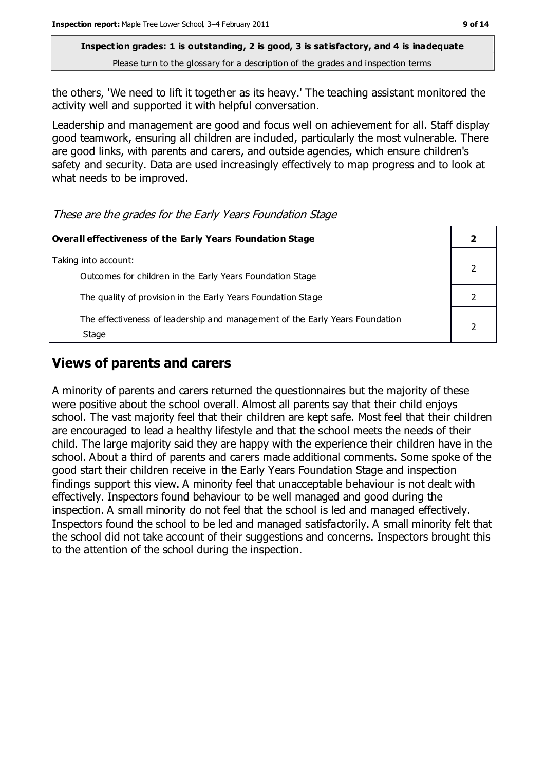the others, 'We need to lift it together as its heavy.' The teaching assistant monitored the activity well and supported it with helpful conversation.

Leadership and management are good and focus well on achievement for all. Staff display good teamwork, ensuring all children are included, particularly the most vulnerable. There are good links, with parents and carers, and outside agencies, which ensure children's safety and security. Data are used increasingly effectively to map progress and to look at what needs to be improved.

*These are the grades for the Early Years Foundation Stage*

| **Overall effectiveness of the Early Years Foundation Stage** | **2** |
|---|---|
| Taking into account: Outcomes for children in the Early Years Foundation Stage | 2 |
| The quality of provision in the Early Years Foundation Stage | 2 |
| The effectiveness of leadership and management of the Early Years Foundation Stage | 2 |

## Views of parents and carers

A minority of parents and carers returned the questionnaires but the majority of these were positive about the school overall. Almost all parents say that their child enjoys school. The vast majority feel that their children are kept safe. Most feel that their children are encouraged to lead a healthy lifestyle and that the school meets the needs of their child. The large majority said they are happy with the experience their children have in the school. About a third of parents and carers made additional comments. Some spoke of the good start their children receive in the Early Years Foundation Stage and inspection findings support this view. A minority feel that unacceptable behaviour is not dealt with effectively. Inspectors found behaviour to be well managed and good during the inspection. A small minority do not feel that the school is led and managed effectively. Inspectors found the school to be led and managed satisfactorily. A small minority felt that the school did not take account of their suggestions and concerns. Inspectors brought this to the attention of the school during the inspection.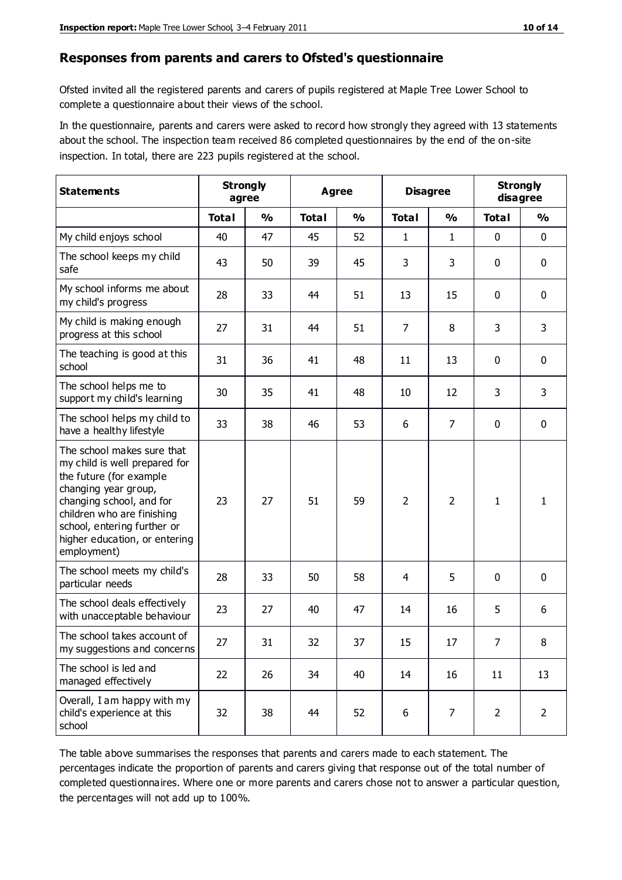## Responses from parents and carers to Ofsted's questionnaire

Ofsted invited all the registered parents and carers of pupils registered at Maple Tree Lower School to complete a questionnaire about their views of the school.

In the questionnaire, parents and carers were asked to record how strongly they agreed with 13 statements about the school. The inspection team received 86 completed questionnaires by the end of the on-site inspection. In total, there are 223 pupils registered at the school.

| Statements | Strongly agree | | Agree | | Disagree | | Strongly disagree | |
|---|---|---|---|---|---|---|---|---|
| | **Total** | **%** | **Total** | **%** | **Total** | **%** | **Total** | **%** |
| My child enjoys school | 40 | 47 | 45 | 52 | 1 | 1 | 0 | 0 |
| The school keeps my child safe | 43 | 50 | 39 | 45 | 3 | 3 | 0 | 0 |
| My school informs me about my child's progress | 28 | 33 | 44 | 51 | 13 | 15 | 0 | 0 |
| My child is making enough progress at this school | 27 | 31 | 44 | 51 | 7 | 8 | 3 | 3 |
| The teaching is good at this school | 31 | 36 | 41 | 48 | 11 | 13 | 0 | 0 |
| The school helps me to support my child's learning | 30 | 35 | 41 | 48 | 10 | 12 | 3 | 3 |
| The school helps my child to have a healthy lifestyle | 33 | 38 | 46 | 53 | 6 | 7 | 0 | 0 |
| The school makes sure that my child is well prepared for the future (for example changing year group, changing school, and for children who are finishing school, entering further or higher education, or entering employment) | 23 | 27 | 51 | 59 | 2 | 2 | 1 | 1 |
| The school meets my child's particular needs | 28 | 33 | 50 | 58 | 4 | 5 | 0 | 0 |
| The school deals effectively with unacceptable behaviour | 23 | 27 | 40 | 47 | 14 | 16 | 5 | 6 |
| The school takes account of my suggestions and concerns | 27 | 31 | 32 | 37 | 15 | 17 | 7 | 8 |
| The school is led and managed effectively | 22 | 26 | 34 | 40 | 14 | 16 | 11 | 13 |
| Overall, I am happy with my child's experience at this school | 32 | 38 | 44 | 52 | 6 | 7 | 2 | 2 |

The table above summarises the responses that parents and carers made to each statement. The percentages indicate the proportion of parents and carers giving that response out of the total number of completed questionnaires. Where one or more parents and carers chose not to answer a particular question, the percentages will not add up to 100%.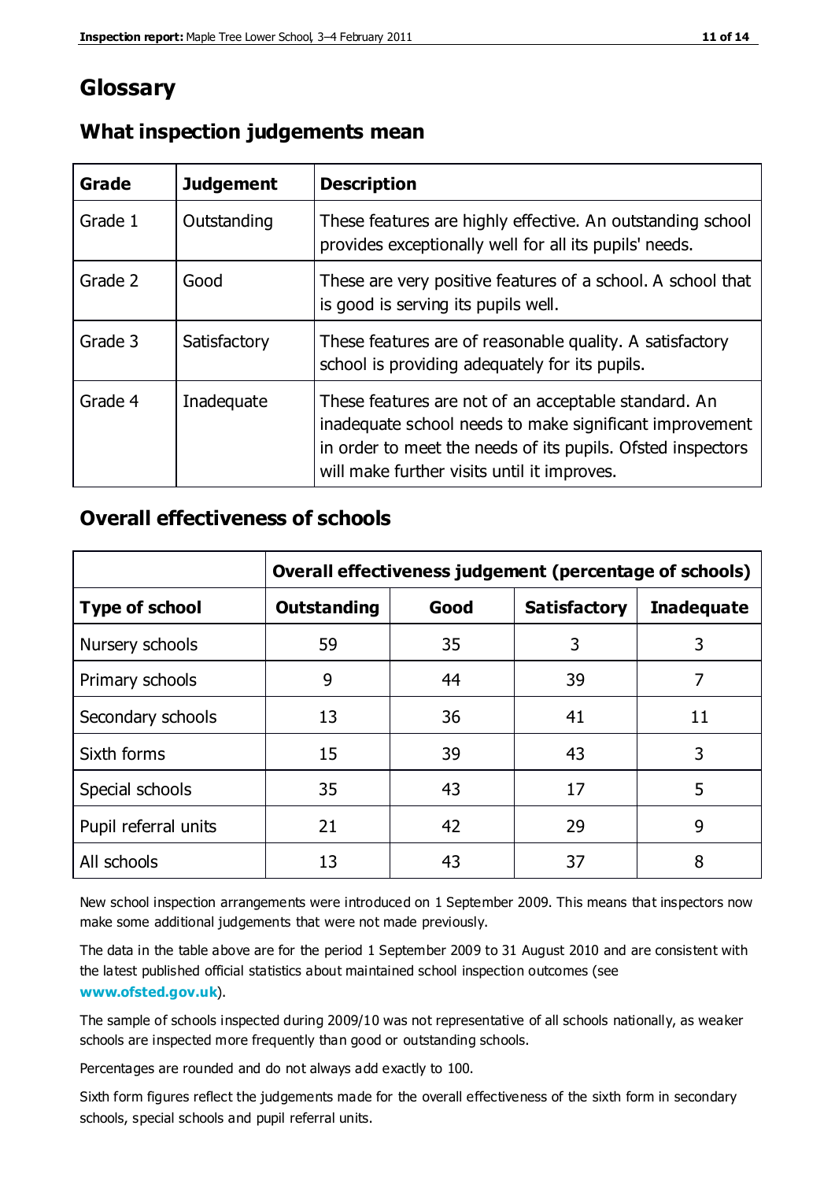# Glossary

## What inspection judgements mean

| Grade | Judgement | Description |
| --- | --- | --- |
| Grade 1 | Outstanding | These features are highly effective. An outstanding school provides exceptionally well for all its pupils' needs. |
| Grade 2 | Good | These are very positive features of a school. A school that is good is serving its pupils well. |
| Grade 3 | Satisfactory | These features are of reasonable quality. A satisfactory school is providing adequately for its pupils. |
| Grade 4 | Inadequate | These features are not of an acceptable standard. An inadequate school needs to make significant improvement in order to meet the needs of its pupils. Ofsted inspectors will make further visits until it improves. |

## Overall effectiveness of schools

| | Overall effectiveness judgement (percentage of schools) | | | |
| --- | --- | --- | --- | --- |
| **Type of school** | **Outstanding** | **Good** | **Satisfactory** | **Inadequate** |
| Nursery schools | 59 | 35 | 3 | 3 |
| Primary schools | 9 | 44 | 39 | 7 |
| Secondary schools | 13 | 36 | 41 | 11 |
| Sixth forms | 15 | 39 | 43 | 3 |
| Special schools | 35 | 43 | 17 | 5 |
| Pupil referral units | 21 | 42 | 29 | 9 |
| All schools | 13 | 43 | 37 | 8 |

New school inspection arrangements were introduced on 1 September 2009. This means that inspectors now make some additional judgements that were not made previously.

The data in the table above are for the period 1 September 2009 to 31 August 2010 and are consistent with the latest published official statistics about maintained school inspection outcomes (see **www.ofsted.gov.uk**).

The sample of schools inspected during 2009/10 was not representative of all schools nationally, as weaker schools are inspected more frequently than good or outstanding schools.

Percentages are rounded and do not always add exactly to 100.

Sixth form figures reflect the judgements made for the overall effectiveness of the sixth form in secondary schools, special schools and pupil referral units.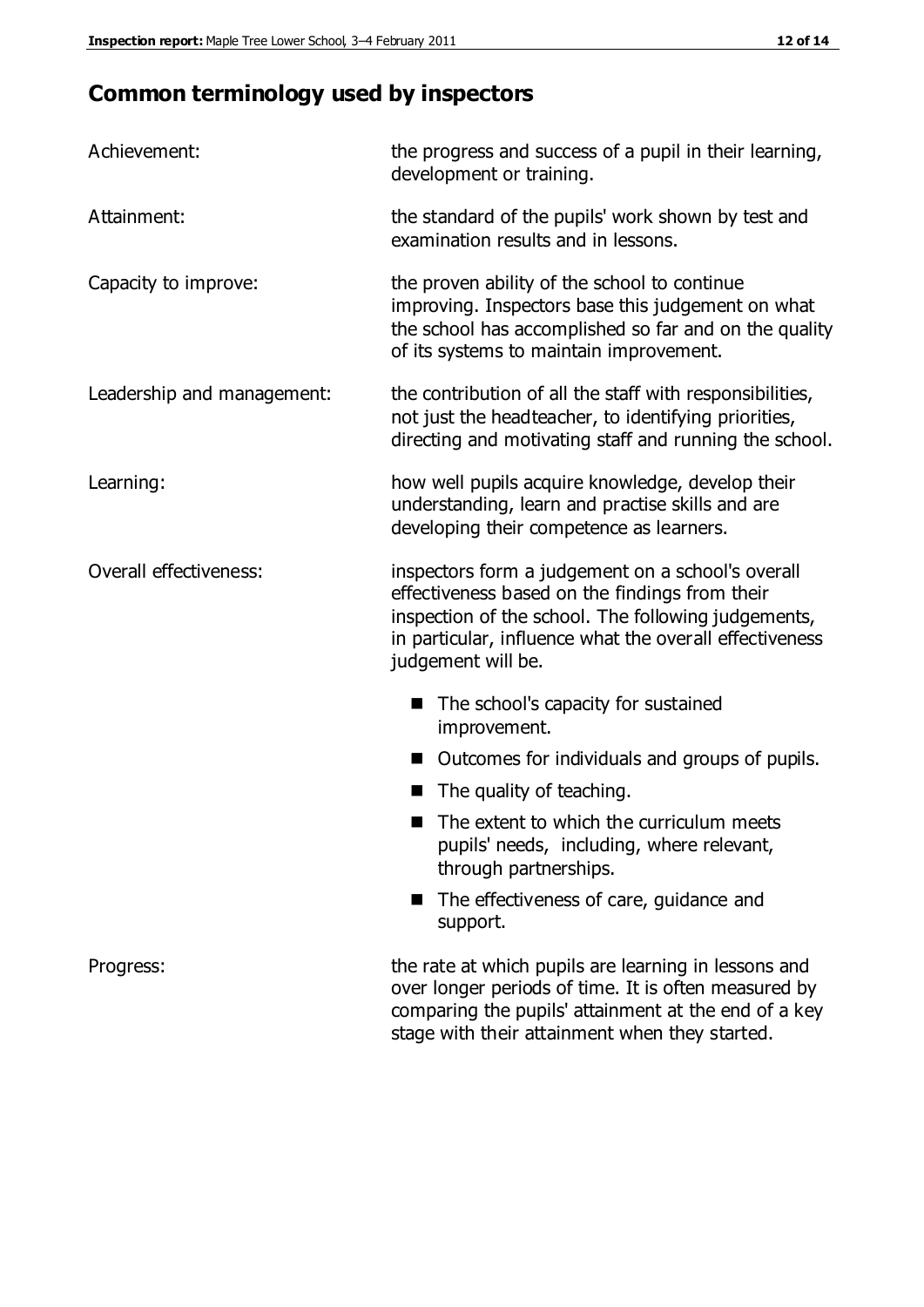## Common terminology used by inspectors

**Achievement:** the progress and success of a pupil in their learning, development or training.

**Attainment:** the standard of the pupils' work shown by test and examination results and in lessons.

**Capacity to improve:** the proven ability of the school to continue improving. Inspectors base this judgement on what the school has accomplished so far and on the quality of its systems to maintain improvement.

**Leadership and management:** the contribution of all the staff with responsibilities, not just the headteacher, to identifying priorities, directing and motivating staff and running the school.

**Learning:** how well pupils acquire knowledge, develop their understanding, learn and practise skills and are developing their competence as learners.

**Overall effectiveness:** inspectors form a judgement on a school's overall effectiveness based on the findings from their inspection of the school. The following judgements, in particular, influence what the overall effectiveness judgement will be.

- The school's capacity for sustained improvement.
- Outcomes for individuals and groups of pupils.
- The quality of teaching.
- The extent to which the curriculum meets pupils' needs, including, where relevant, through partnerships.
- The effectiveness of care, guidance and support.

**Progress:** the rate at which pupils are learning in lessons and over longer periods of time. It is often measured by comparing the pupils' attainment at the end of a key stage with their attainment when they started.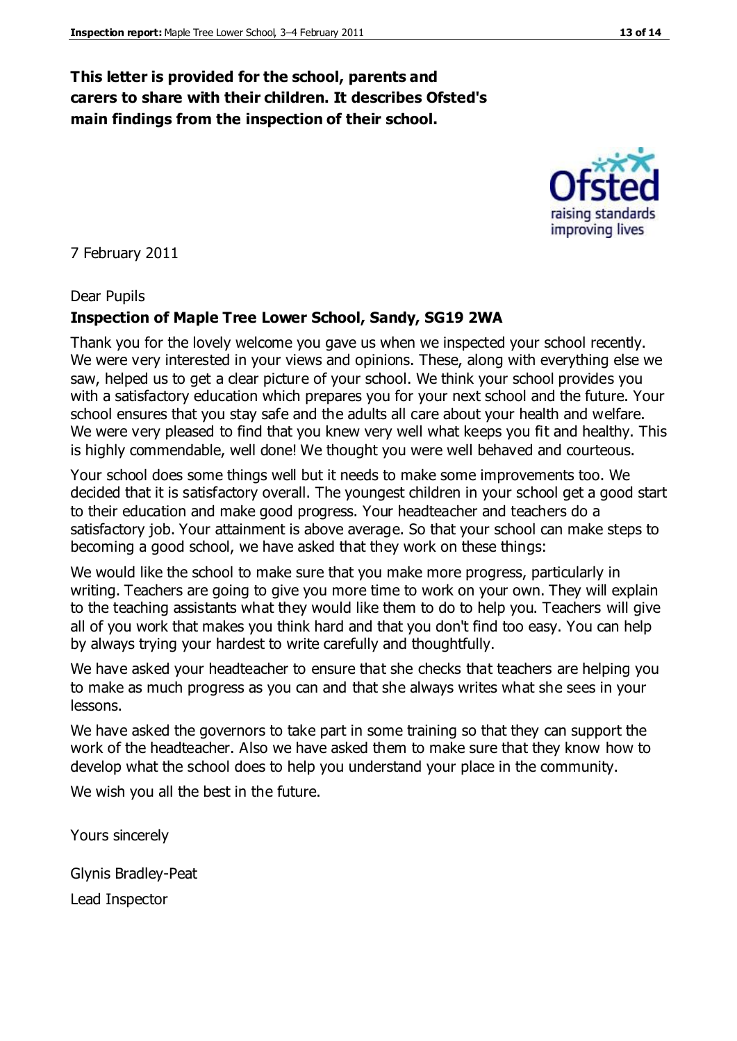**This letter is provided for the school, parents and carers to share with their children. It describes Ofsted's main findings from the inspection of their school.**

7 February 2011

Dear Pupils

**Inspection of Maple Tree Lower School, Sandy, SG19 2WA**

Thank you for the lovely welcome you gave us when we inspected your school recently. We were very interested in your views and opinions. These, along with everything else we saw, helped us to get a clear picture of your school. We think your school provides you with a satisfactory education which prepares you for your next school and the future. Your school ensures that you stay safe and the adults all care about your health and welfare. We were very pleased to find that you knew very well what keeps you fit and healthy. This is highly commendable, well done! We thought you were well behaved and courteous.

Your school does some things well but it needs to make some improvements too. We decided that it is satisfactory overall. The youngest children in your school get a good start to their education and make good progress. Your headteacher and teachers do a satisfactory job. Your attainment is above average. So that your school can make steps to becoming a good school, we have asked that they work on these things:

We would like the school to make sure that you make more progress, particularly in writing. Teachers are going to give you more time to work on your own. They will explain to the teaching assistants what they would like them to do to help you. Teachers will give all of you work that makes you think hard and that you don't find too easy. You can help by always trying your hardest to write carefully and thoughtfully.

We have asked your headteacher to ensure that she checks that teachers are helping you to make as much progress as you can and that she always writes what she sees in your lessons.

We have asked the governors to take part in some training so that they can support the work of the headteacher. Also we have asked them to make sure that they know how to develop what the school does to help you understand your place in the community.

We wish you all the best in the future.

Yours sincerely

Glynis Bradley-Peat

Lead Inspector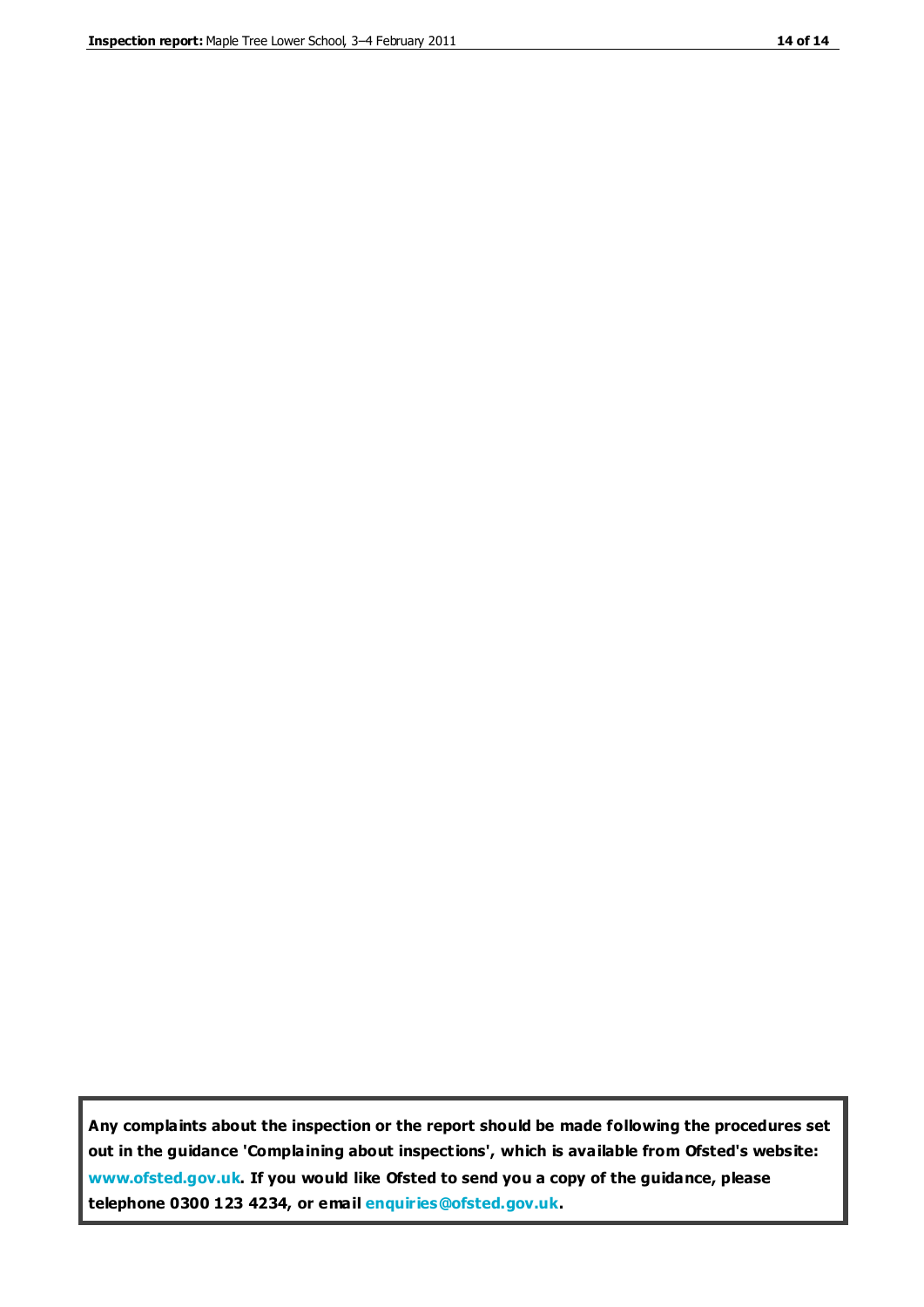**Any complaints about the inspection or the report should be made following the procedures set out in the guidance 'Complaining about inspections', which is available from Ofsted's website: www.ofsted.gov.uk. If you would like Ofsted to send you a copy of the guidance, please telephone 0300 123 4234, or email enquiries@ofsted.gov.uk.**